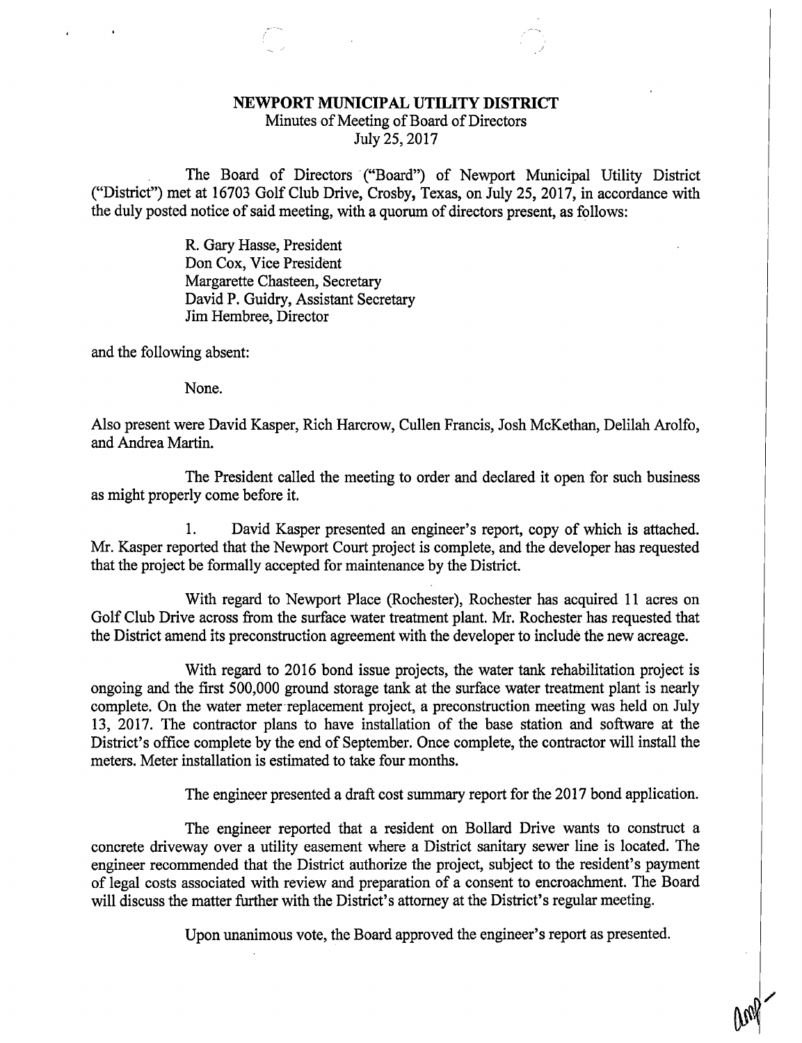# NEWPORT MUNICIPAL UTILITY DISTRICT

Minutes of Meeting of Board of Directors
July 25, 2017

The Board of Directors ("Board") of Newport Municipal Utility District ("District") met at 16703 Golf Club Drive, Crosby, Texas, on July 25, 2017, in accordance with the duly posted notice of said meeting, with a quorum of directors present, as follows:

R. Gary Hasse, President
Don Cox, Vice President
Margarette Chasteen, Secretary
David P. Guidry, Assistant Secretary
Jim Hembree, Director

and the following absent:

None.

Also present were David Kasper, Rich Harcrow, Cullen Francis, Josh McKethan, Delilah Arolfo, and Andrea Martin.

The President called the meeting to order and declared it open for such business as might properly come before it.

1. David Kasper presented an engineer's report, copy of which is attached. Mr. Kasper reported that the Newport Court project is complete, and the developer has requested that the project be formally accepted for maintenance by the District.

With regard to Newport Place (Rochester), Rochester has acquired 11 acres on Golf Club Drive across from the surface water treatment plant. Mr. Rochester has requested that the District amend its preconstruction agreement with the developer to include the new acreage.

With regard to 2016 bond issue projects, the water tank rehabilitation project is ongoing and the first 500,000 ground storage tank at the surface water treatment plant is nearly complete. On the water meter replacement project, a preconstruction meeting was held on July 13, 2017. The contractor plans to have installation of the base station and software at the District's office complete by the end of September. Once complete, the contractor will install the meters. Meter installation is estimated to take four months.

The engineer presented a draft cost summary report for the 2017 bond application.

The engineer reported that a resident on Bollard Drive wants to construct a concrete driveway over a utility easement where a District sanitary sewer line is located. The engineer recommended that the District authorize the project, subject to the resident's payment of legal costs associated with review and preparation of a consent to encroachment. The Board will discuss the matter further with the District's attorney at the District's regular meeting.

Upon unanimous vote, the Board approved the engineer's report as presented.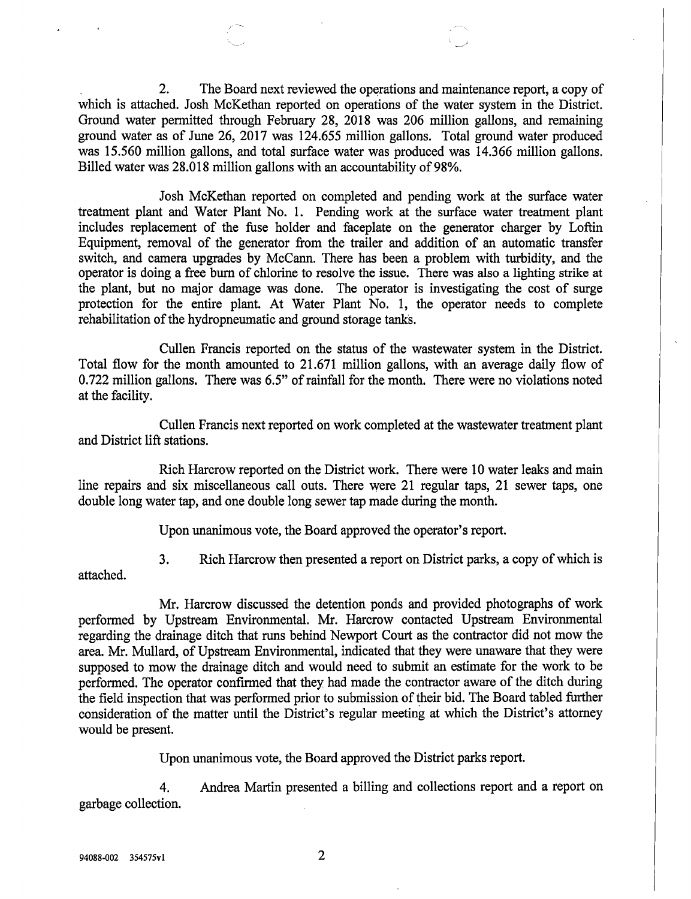2. The Board next reviewed the operations and maintenance report, a copy of which is attached. Josh McKethan reported on operations of the water system in the District. Ground water permitted through February 28, 2018 was 206 million gallons, and remaining ground water as of June 26, 2017 was 124.655 million gallons. Total ground water produced was 15.560 million gallons, and total surface water was produced was 14.366 million gallons. Billed water was 28.018 million gallons with an accountability of 98%.

Josh McKethan reported on completed and pending work at the surface water treatment plant and Water Plant No. 1. Pending work at the surface water treatment plant includes replacement of the fuse holder and faceplate on the generator charger by Loftin Equipment, removal of the generator from the trailer and addition of an automatic transfer switch, and camera upgrades by McCann. There has been a problem with turbidity, and the operator is doing a free burn of chlorine to resolve the issue. There was also a lighting strike at the plant, but no major damage was done. The operator is investigating the cost of surge protection for the entire plant. At Water Plant No. 1, the operator needs to complete rehabilitation of the hydropneumatic and ground storage tanks.

Cullen Francis reported on the status of the wastewater system in the District. Total flow for the month amounted to 21.671 million gallons, with an average daily flow of 0.722 million gallons. There was 6.5" of rainfall for the month. There were no violations noted at the facility.

Cullen Francis next reported on work completed at the wastewater treatment plant and District lift stations.

Rich Harcrow reported on the District work. There were 10 water leaks and main line repairs and six miscellaneous call outs. There were 21 regular taps, 21 sewer taps, one double long water tap, and one double long sewer tap made during the month.

Upon unanimous vote, the Board approved the operator's report.

3. Rich Harcrow then presented a report on District parks, a copy of which is attached.

Mr. Harcrow discussed the detention ponds and provided photographs of work performed by Upstream Environmental. Mr. Harcrow contacted Upstream Environmental regarding the drainage ditch that runs behind Newport Court as the contractor did not mow the area. Mr. Mullard, of Upstream Environmental, indicated that they were unaware that they were supposed to mow the drainage ditch and would need to submit an estimate for the work to be performed. The operator confirmed that they had made the contractor aware of the ditch during the field inspection that was performed prior to submission of their bid. The Board tabled further consideration of the matter until the District's regular meeting at which the District's attorney would be present.

Upon unanimous vote, the Board approved the District parks report.

4. Andrea Martin presented a billing and collections report and a report on garbage collection.

94088-002 354575v1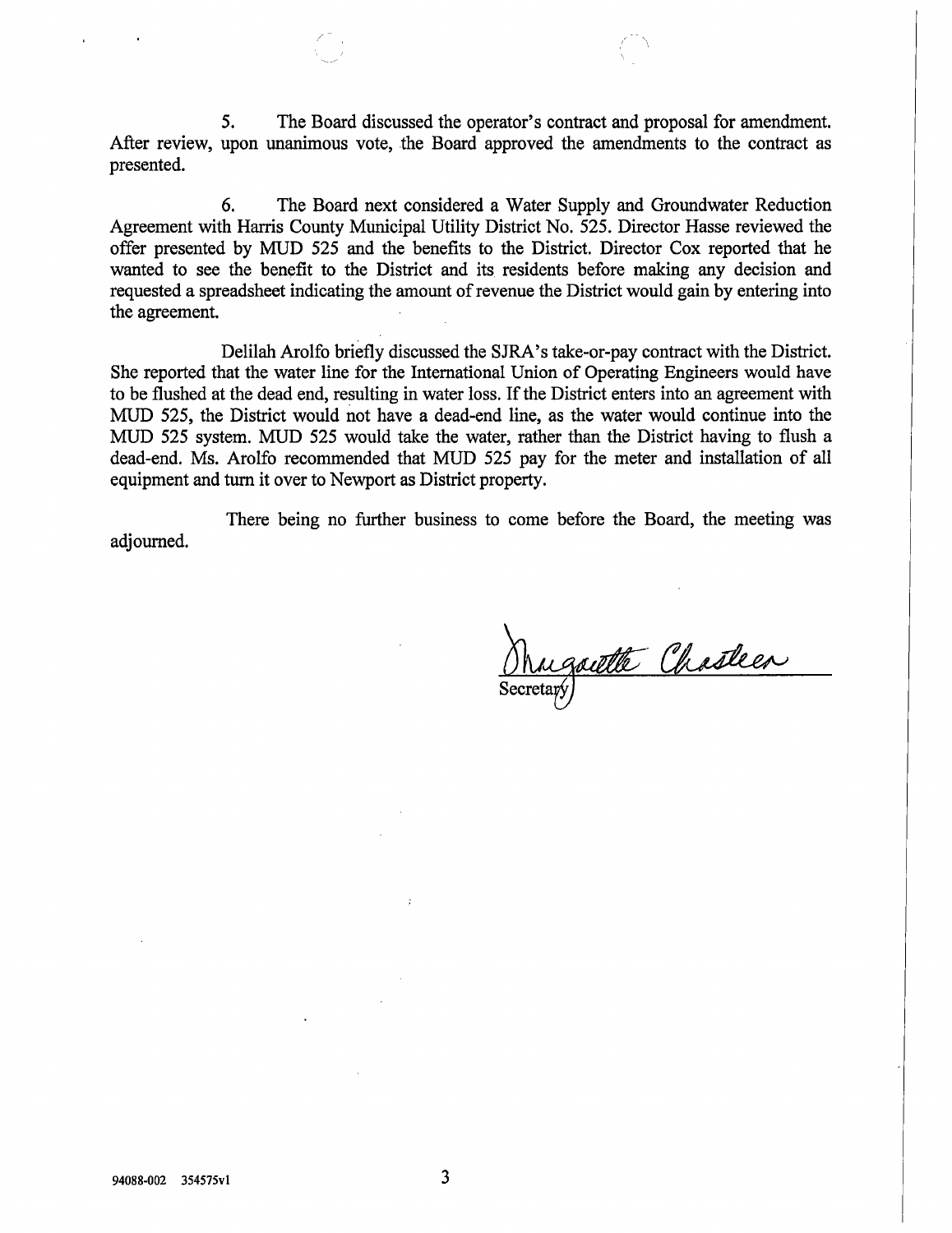5. The Board discussed the operator's contract and proposal for amendment. After review, upon unanimous vote, the Board approved the amendments to the contract as presented.

6. The Board next considered a Water Supply and Groundwater Reduction Agreement with Harris County Municipal Utility District No. 525. Director Hasse reviewed the offer presented by MUD 525 and the benefits to the District. Director Cox reported that he wanted to see the benefit to the District and its residents before making any decision and requested a spreadsheet indicating the amount of revenue the District would gain by entering into the agreement.

Delilah Arolfo briefly discussed the SJRA's take-or-pay contract with the District. She reported that the water line for the International Union of Operating Engineers would have to be flushed at the dead end, resulting in water loss. If the District enters into an agreement with MUD 525, the District would not have a dead-end line, as the water would continue into the MUD 525 system. MUD 525 would take the water, rather than the District having to flush a dead-end. Ms. Arolfo recommended that MUD 525 pay for the meter and installation of all equipment and turn it over to Newport as District property.

There being no further business to come before the Board, the meeting was adjourned.

Marguerite Chasteen
Secretary

94088-002 354575v1